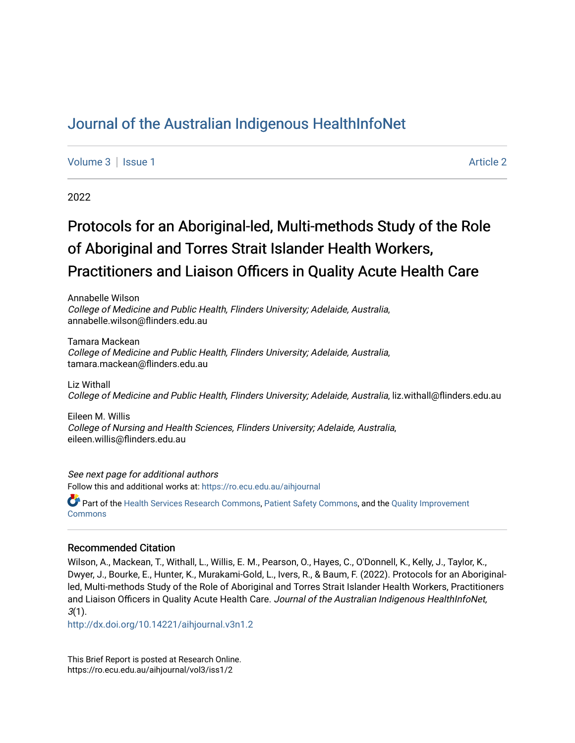# Journal of the Australian Indigenous HealthInfoNet

Volume 3 | Issue 1 Article 2

2022

## Protocols for an Aboriginal-led, Multi-methods Study of the Role of Aboriginal and Torres Strait Islander Health Workers, Practitioners and Liaison Officers in Quality Acute Health Care

Annabelle Wilson
*College of Medicine and Public Health, Flinders University; Adelaide, Australia*, annabelle.wilson@flinders.edu.au

Tamara Mackean
*College of Medicine and Public Health, Flinders University; Adelaide, Australia*, tamara.mackean@flinders.edu.au

Liz Withall
*College of Medicine and Public Health, Flinders University; Adelaide, Australia*, liz.withall@flinders.edu.au

Eileen M. Willis
*College of Nursing and Health Sciences, Flinders University; Adelaide, Australia*, eileen.willis@flinders.edu.au

*See next page for additional authors*

Follow this and additional works at: https://ro.ecu.edu.au/aihjournal

Part of the Health Services Research Commons, Patient Safety Commons, and the Quality Improvement Commons

### Recommended Citation

Wilson, A., Mackean, T., Withall, L., Willis, E. M., Pearson, O., Hayes, C., O'Donnell, K., Kelly, J., Taylor, K., Dwyer, J., Bourke, E., Hunter, K., Murakami-Gold, L., Ivers, R., & Baum, F. (2022). Protocols for an Aboriginal-led, Multi-methods Study of the Role of Aboriginal and Torres Strait Islander Health Workers, Practitioners and Liaison Officers in Quality Acute Health Care. *Journal of the Australian Indigenous HealthInfoNet, 3*(1).

http://dx.doi.org/10.14221/aihjournal.v3n1.2

This Brief Report is posted at Research Online.
https://ro.ecu.edu.au/aihjournal/vol3/iss1/2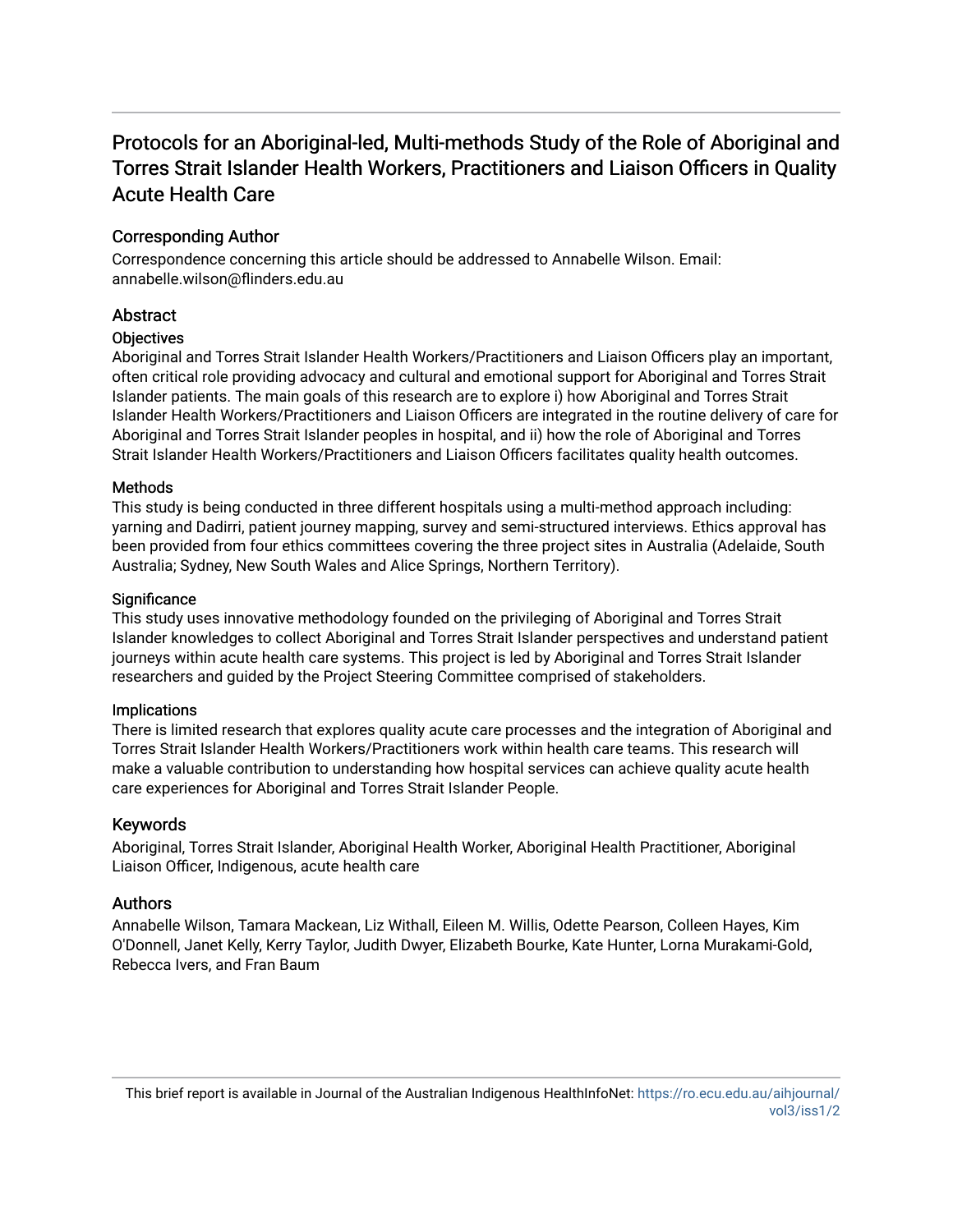# Protocols for an Aboriginal-led, Multi-methods Study of the Role of Aboriginal and Torres Strait Islander Health Workers, Practitioners and Liaison Officers in Quality Acute Health Care

## Corresponding Author

Correspondence concerning this article should be addressed to Annabelle Wilson. Email: annabelle.wilson@flinders.edu.au

## Abstract

### Objectives

Aboriginal and Torres Strait Islander Health Workers/Practitioners and Liaison Officers play an important, often critical role providing advocacy and cultural and emotional support for Aboriginal and Torres Strait Islander patients. The main goals of this research are to explore i) how Aboriginal and Torres Strait Islander Health Workers/Practitioners and Liaison Officers are integrated in the routine delivery of care for Aboriginal and Torres Strait Islander peoples in hospital, and ii) how the role of Aboriginal and Torres Strait Islander Health Workers/Practitioners and Liaison Officers facilitates quality health outcomes.

### Methods

This study is being conducted in three different hospitals using a multi-method approach including: yarning and Dadirri, patient journey mapping, survey and semi-structured interviews. Ethics approval has been provided from four ethics committees covering the three project sites in Australia (Adelaide, South Australia; Sydney, New South Wales and Alice Springs, Northern Territory).

### Significance

This study uses innovative methodology founded on the privileging of Aboriginal and Torres Strait Islander knowledges to collect Aboriginal and Torres Strait Islander perspectives and understand patient journeys within acute health care systems. This project is led by Aboriginal and Torres Strait Islander researchers and guided by the Project Steering Committee comprised of stakeholders.

### Implications

There is limited research that explores quality acute care processes and the integration of Aboriginal and Torres Strait Islander Health Workers/Practitioners work within health care teams. This research will make a valuable contribution to understanding how hospital services can achieve quality acute health care experiences for Aboriginal and Torres Strait Islander People.

## Keywords

Aboriginal, Torres Strait Islander, Aboriginal Health Worker, Aboriginal Health Practitioner, Aboriginal Liaison Officer, Indigenous, acute health care

## Authors

Annabelle Wilson, Tamara Mackean, Liz Withall, Eileen M. Willis, Odette Pearson, Colleen Hayes, Kim O'Donnell, Janet Kelly, Kerry Taylor, Judith Dwyer, Elizabeth Bourke, Kate Hunter, Lorna Murakami-Gold, Rebecca Ivers, and Fran Baum

This brief report is available in Journal of the Australian Indigenous HealthInfoNet: https://ro.ecu.edu.au/aihjournal/vol3/iss1/2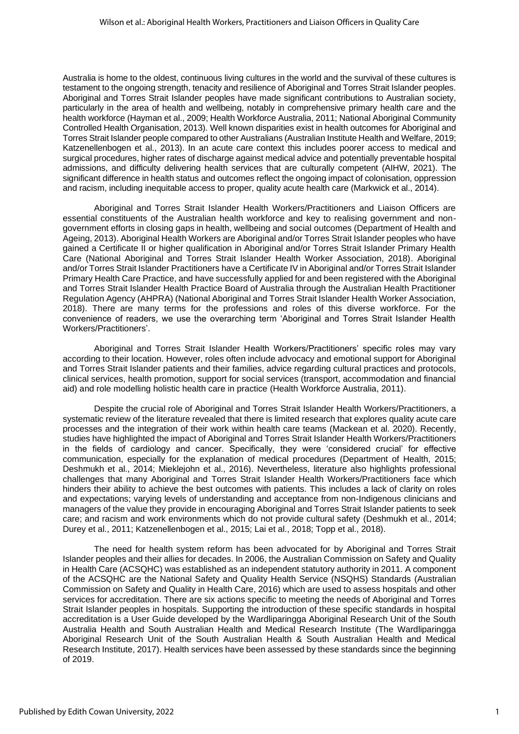Australia is home to the oldest, continuous living cultures in the world and the survival of these cultures is testament to the ongoing strength, tenacity and resilience of Aboriginal and Torres Strait Islander peoples. Aboriginal and Torres Strait Islander peoples have made significant contributions to Australian society, particularly in the area of health and wellbeing, notably in comprehensive primary health care and the health workforce (Hayman et al., 2009; Health Workforce Australia, 2011; National Aboriginal Community Controlled Health Organisation, 2013). Well known disparities exist in health outcomes for Aboriginal and Torres Strait Islander people compared to other Australians (Australian Institute Health and Welfare, 2019; Katzenellenbogen et al., 2013). In an acute care context this includes poorer access to medical and surgical procedures, higher rates of discharge against medical advice and potentially preventable hospital admissions, and difficulty delivering health services that are culturally competent (AIHW, 2021). The significant difference in health status and outcomes reflect the ongoing impact of colonisation, oppression and racism, including inequitable access to proper, quality acute health care (Markwick et al., 2014).

Aboriginal and Torres Strait Islander Health Workers/Practitioners and Liaison Officers are essential constituents of the Australian health workforce and key to realising government and non-government efforts in closing gaps in health, wellbeing and social outcomes (Department of Health and Ageing, 2013). Aboriginal Health Workers are Aboriginal and/or Torres Strait Islander peoples who have gained a Certificate II or higher qualification in Aboriginal and/or Torres Strait Islander Primary Health Care (National Aboriginal and Torres Strait Islander Health Worker Association, 2018). Aboriginal and/or Torres Strait Islander Practitioners have a Certificate IV in Aboriginal and/or Torres Strait Islander Primary Health Care Practice, and have successfully applied for and been registered with the Aboriginal and Torres Strait Islander Health Practice Board of Australia through the Australian Health Practitioner Regulation Agency (AHPRA) (National Aboriginal and Torres Strait Islander Health Worker Association, 2018). There are many terms for the professions and roles of this diverse workforce. For the convenience of readers, we use the overarching term 'Aboriginal and Torres Strait Islander Health Workers/Practitioners'.

Aboriginal and Torres Strait Islander Health Workers/Practitioners' specific roles may vary according to their location. However, roles often include advocacy and emotional support for Aboriginal and Torres Strait Islander patients and their families, advice regarding cultural practices and protocols, clinical services, health promotion, support for social services (transport, accommodation and financial aid) and role modelling holistic health care in practice (Health Workforce Australia, 2011).

Despite the crucial role of Aboriginal and Torres Strait Islander Health Workers/Practitioners, a systematic review of the literature revealed that there is limited research that explores quality acute care processes and the integration of their work within health care teams (Mackean et al. 2020). Recently, studies have highlighted the impact of Aboriginal and Torres Strait Islander Health Workers/Practitioners in the fields of cardiology and cancer. Specifically, they were 'considered crucial' for effective communication, especially for the explanation of medical procedures (Department of Health, 2015; Deshmukh et al., 2014; Mieklejohn et al., 2016). Nevertheless, literature also highlights professional challenges that many Aboriginal and Torres Strait Islander Health Workers/Practitioners face which hinders their ability to achieve the best outcomes with patients. This includes a lack of clarity on roles and expectations; varying levels of understanding and acceptance from non-Indigenous clinicians and managers of the value they provide in encouraging Aboriginal and Torres Strait Islander patients to seek care; and racism and work environments which do not provide cultural safety (Deshmukh et al., 2014; Durey et al., 2011; Katzenellenbogen et al., 2015; Lai et al., 2018; Topp et al., 2018).

The need for health system reform has been advocated for by Aboriginal and Torres Strait Islander peoples and their allies for decades. In 2006, the Australian Commission on Safety and Quality in Health Care (ACSQHC) was established as an independent statutory authority in 2011. A component of the ACSQHC are the National Safety and Quality Health Service (NSQHS) Standards (Australian Commission on Safety and Quality in Health Care, 2016) which are used to assess hospitals and other services for accreditation. There are six actions specific to meeting the needs of Aboriginal and Torres Strait Islander peoples in hospitals. Supporting the introduction of these specific standards in hospital accreditation is a User Guide developed by the Wardliparingga Aboriginal Research Unit of the South Australia Health and South Australian Health and Medical Research Institute (The Wardliparingga Aboriginal Research Unit of the South Australian Health & South Australian Health and Medical Research Institute, 2017). Health services have been assessed by these standards since the beginning of 2019.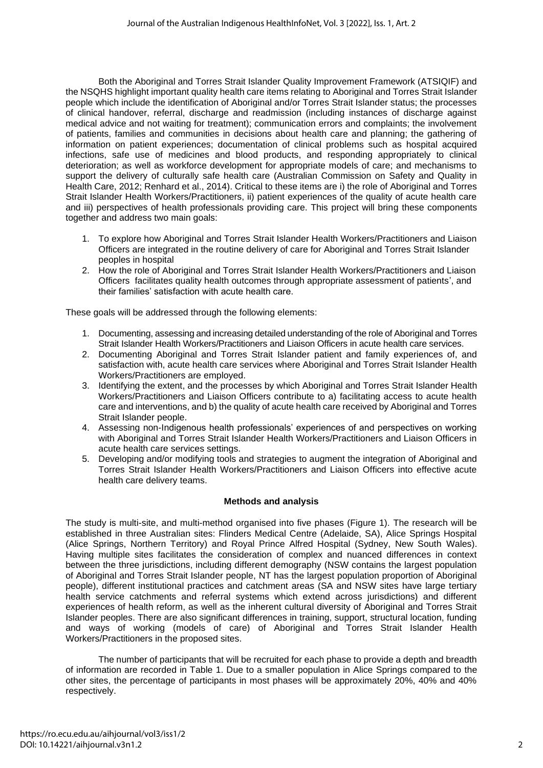Both the Aboriginal and Torres Strait Islander Quality Improvement Framework (ATSIQIF) and the NSQHS highlight important quality health care items relating to Aboriginal and Torres Strait Islander people which include the identification of Aboriginal and/or Torres Strait Islander status; the processes of clinical handover, referral, discharge and readmission (including instances of discharge against medical advice and not waiting for treatment); communication errors and complaints; the involvement of patients, families and communities in decisions about health care and planning; the gathering of information on patient experiences; documentation of clinical problems such as hospital acquired infections, safe use of medicines and blood products, and responding appropriately to clinical deterioration; as well as workforce development for appropriate models of care; and mechanisms to support the delivery of culturally safe health care (Australian Commission on Safety and Quality in Health Care, 2012; Renhard et al., 2014). Critical to these items are i) the role of Aboriginal and Torres Strait Islander Health Workers/Practitioners, ii) patient experiences of the quality of acute health care and iii) perspectives of health professionals providing care. This project will bring these components together and address two main goals:

1. To explore how Aboriginal and Torres Strait Islander Health Workers/Practitioners and Liaison Officers are integrated in the routine delivery of care for Aboriginal and Torres Strait Islander peoples in hospital
2. How the role of Aboriginal and Torres Strait Islander Health Workers/Practitioners and Liaison Officers facilitates quality health outcomes through appropriate assessment of patients', and their families' satisfaction with acute health care.

These goals will be addressed through the following elements:

1. Documenting, assessing and increasing detailed understanding of the role of Aboriginal and Torres Strait Islander Health Workers/Practitioners and Liaison Officers in acute health care services.
2. Documenting Aboriginal and Torres Strait Islander patient and family experiences of, and satisfaction with, acute health care services where Aboriginal and Torres Strait Islander Health Workers/Practitioners are employed.
3. Identifying the extent, and the processes by which Aboriginal and Torres Strait Islander Health Workers/Practitioners and Liaison Officers contribute to a) facilitating access to acute health care and interventions, and b) the quality of acute health care received by Aboriginal and Torres Strait Islander people.
4. Assessing non-Indigenous health professionals' experiences of and perspectives on working with Aboriginal and Torres Strait Islander Health Workers/Practitioners and Liaison Officers in acute health care services settings.
5. Developing and/or modifying tools and strategies to augment the integration of Aboriginal and Torres Strait Islander Health Workers/Practitioners and Liaison Officers into effective acute health care delivery teams.

## Methods and analysis

The study is multi-site, and multi-method organised into five phases (Figure 1). The research will be established in three Australian sites: Flinders Medical Centre (Adelaide, SA), Alice Springs Hospital (Alice Springs, Northern Territory) and Royal Prince Alfred Hospital (Sydney, New South Wales). Having multiple sites facilitates the consideration of complex and nuanced differences in context between the three jurisdictions, including different demography (NSW contains the largest population of Aboriginal and Torres Strait Islander people, NT has the largest population proportion of Aboriginal people), different institutional practices and catchment areas (SA and NSW sites have large tertiary health service catchments and referral systems which extend across jurisdictions) and different experiences of health reform, as well as the inherent cultural diversity of Aboriginal and Torres Strait Islander peoples. There are also significant differences in training, support, structural location, funding and ways of working (models of care) of Aboriginal and Torres Strait Islander Health Workers/Practitioners in the proposed sites.

The number of participants that will be recruited for each phase to provide a depth and breadth of information are recorded in Table 1. Due to a smaller population in Alice Springs compared to the other sites, the percentage of participants in most phases will be approximately 20%, 40% and 40% respectively.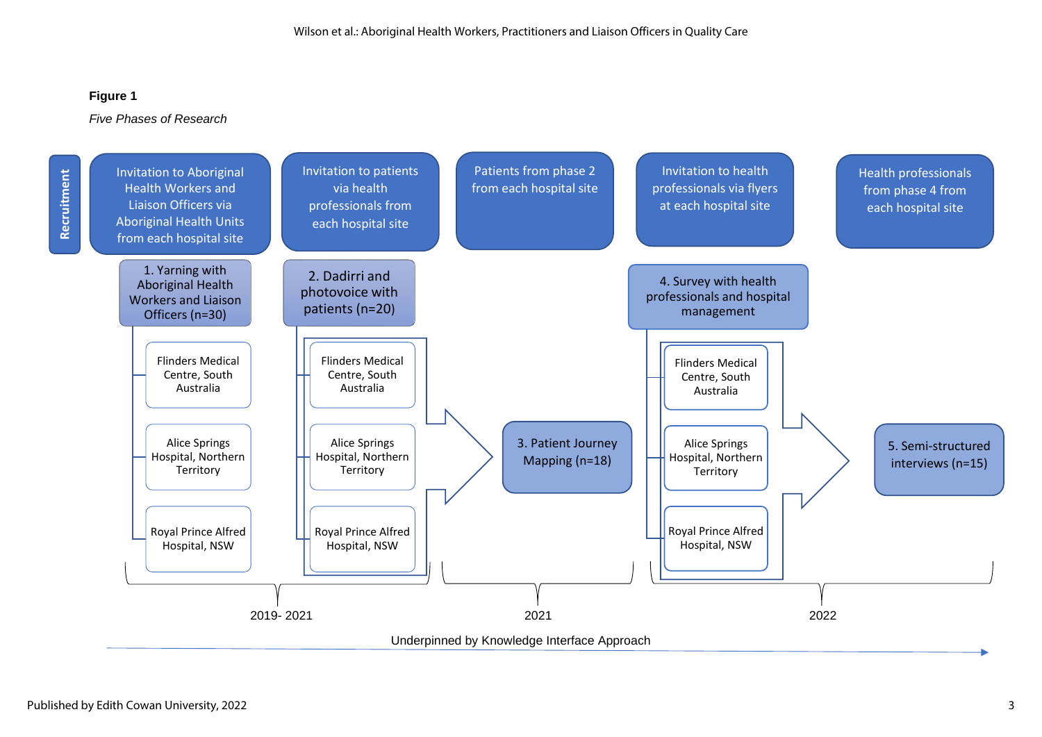**Figure 1**

*Five Phases of Research*

**Recruitment**

- Invitation to Aboriginal Health Workers and Liaison Officers via Aboriginal Health Units from each hospital site
- Invitation to patients via health professionals from each hospital site
- Patients from phase 2 from each hospital site
- Invitation to health professionals via flyers at each hospital site
- Health professionals from phase 4 from each hospital site

**1. Yarning with Aboriginal Health Workers and Liaison Officers (n=30)**
- Flinders Medical Centre, South Australia
- Alice Springs Hospital, Northern Territory
- Royal Prince Alfred Hospital, NSW

**2. Dadirri and photovoice with patients (n=20)**
- Flinders Medical Centre, South Australia
- Alice Springs Hospital, Northern Territory
- Royal Prince Alfred Hospital, NSW

**3. Patient Journey Mapping (n=18)**

**4. Survey with health professionals and hospital management**
- Flinders Medical Centre, South Australia
- Alice Springs Hospital, Northern Territory
- Royal Prince Alfred Hospital, NSW

**5. Semi-structured interviews (n=15)**

2019- 2021 | 2021 | 2022

Underpinned by Knowledge Interface Approach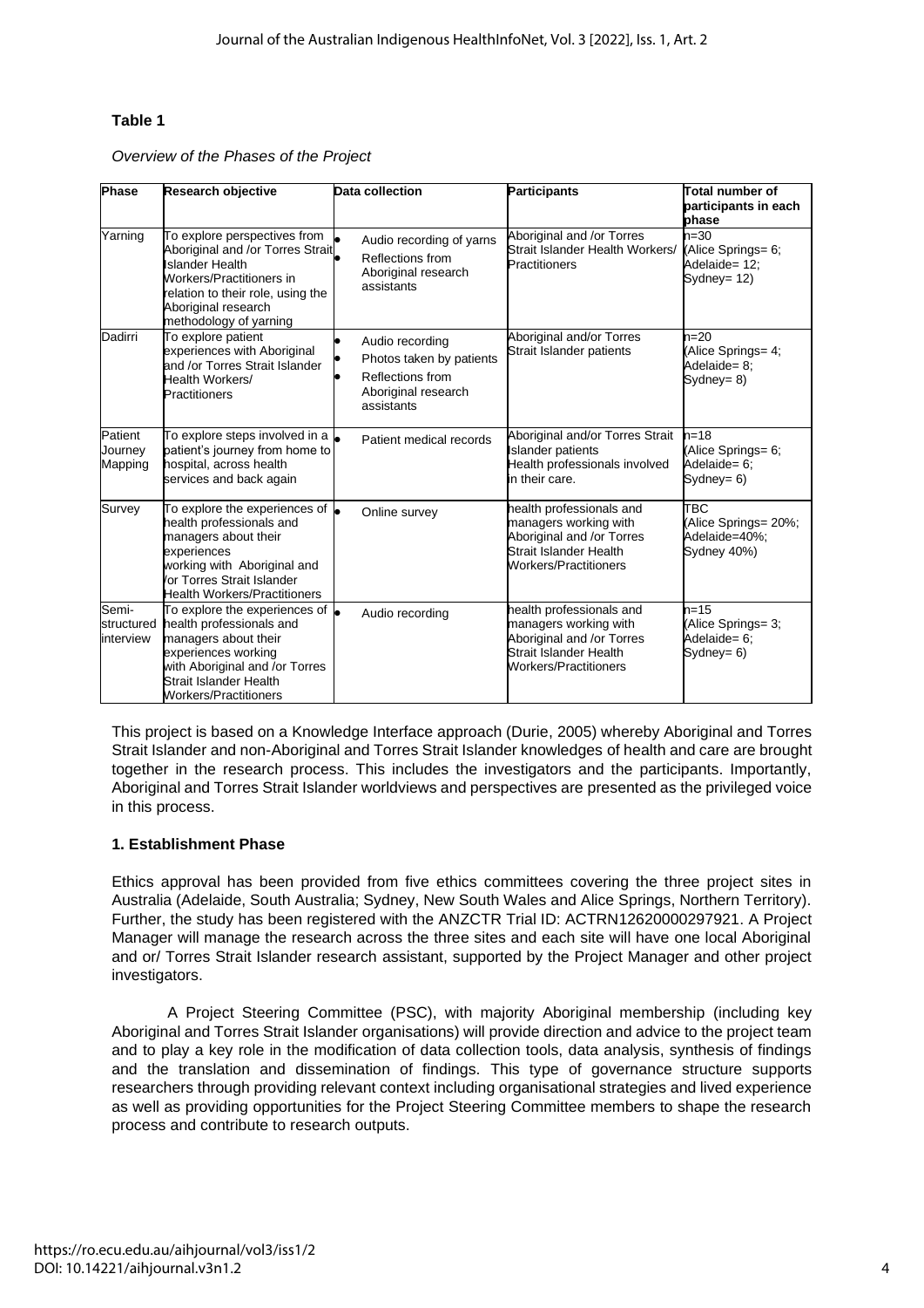**Table 1**

*Overview of the Phases of the Project*

| Phase | Research objective | Data collection | Participants | Total number of participants in each phase |
|---|---|---|---|---|
| Yarning | To explore perspectives from Aboriginal and /or Torres Strait Islander Health Workers/Practitioners in relation to their role, using the Aboriginal research methodology of yarning | • Audio recording of yarns<br>• Reflections from Aboriginal research assistants | Aboriginal and /or Torres Strait Islander Health Workers/ Practitioners | n=30 (Alice Springs= 6; Adelaide= 12; Sydney= 12) |
| Dadirri | To explore patient experiences with Aboriginal and /or Torres Strait Islander Health Workers/ Practitioners | • Audio recording<br>• Photos taken by patients<br>• Reflections from Aboriginal research assistants | Aboriginal and/or Torres Strait Islander patients | n=20 (Alice Springs= 4; Adelaide= 8; Sydney= 8) |
| Patient Journey Mapping | To explore steps involved in a patient's journey from home to hospital, across health services and back again | • Patient medical records | Aboriginal and/or Torres Strait Islander patients Health professionals involved in their care. | n=18 (Alice Springs= 6; Adelaide= 6; Sydney= 6) |
| Survey | To explore the experiences of health professionals and managers about their experiences working with Aboriginal and /or Torres Strait Islander Health Workers/Practitioners | • Online survey | health professionals and managers working with Aboriginal and /or Torres Strait Islander Health Workers/Practitioners | TBC (Alice Springs= 20%; Adelaide=40%; Sydney 40%) |
| Semi-structured interview | To explore the experiences of health professionals and managers about their experiences working with Aboriginal and /or Torres Strait Islander Health Workers/Practitioners | • Audio recording | health professionals and managers working with Aboriginal and /or Torres Strait Islander Health Workers/Practitioners | n=15 (Alice Springs= 3; Adelaide= 6; Sydney= 6) |

This project is based on a Knowledge Interface approach (Durie, 2005) whereby Aboriginal and Torres Strait Islander and non-Aboriginal and Torres Strait Islander knowledges of health and care are brought together in the research process. This includes the investigators and the participants. Importantly, Aboriginal and Torres Strait Islander worldviews and perspectives are presented as the privileged voice in this process.

### 1. Establishment Phase

Ethics approval has been provided from five ethics committees covering the three project sites in Australia (Adelaide, South Australia; Sydney, New South Wales and Alice Springs, Northern Territory). Further, the study has been registered with the ANZCTR Trial ID: ACTRN12620000297921. A Project Manager will manage the research across the three sites and each site will have one local Aboriginal and or/ Torres Strait Islander research assistant, supported by the Project Manager and other project investigators.

A Project Steering Committee (PSC), with majority Aboriginal membership (including key Aboriginal and Torres Strait Islander organisations) will provide direction and advice to the project team and to play a key role in the modification of data collection tools, data analysis, synthesis of findings and the translation and dissemination of findings. This type of governance structure supports researchers through providing relevant context including organisational strategies and lived experience as well as providing opportunities for the Project Steering Committee members to shape the research process and contribute to research outputs.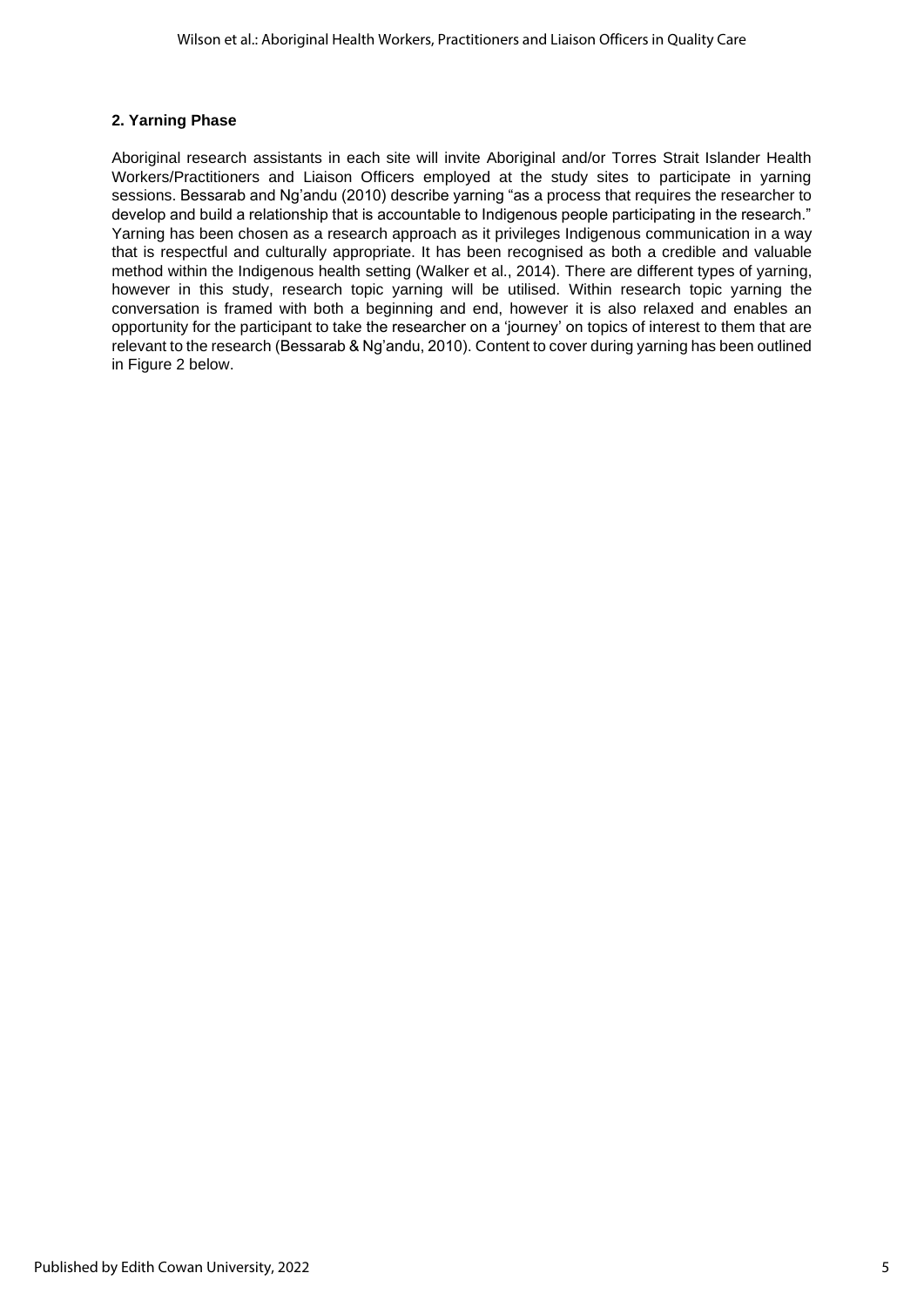**2. Yarning Phase**

Aboriginal research assistants in each site will invite Aboriginal and/or Torres Strait Islander Health Workers/Practitioners and Liaison Officers employed at the study sites to participate in yarning sessions. Bessarab and Ng'andu (2010) describe yarning "as a process that requires the researcher to develop and build a relationship that is accountable to Indigenous people participating in the research." Yarning has been chosen as a research approach as it privileges Indigenous communication in a way that is respectful and culturally appropriate. It has been recognised as both a credible and valuable method within the Indigenous health setting (Walker et al., 2014). There are different types of yarning, however in this study, research topic yarning will be utilised. Within research topic yarning the conversation is framed with both a beginning and end, however it is also relaxed and enables an opportunity for the participant to take the researcher on a 'journey' on topics of interest to them that are relevant to the research (Bessarab & Ng'andu, 2010). Content to cover during yarning has been outlined in Figure 2 below.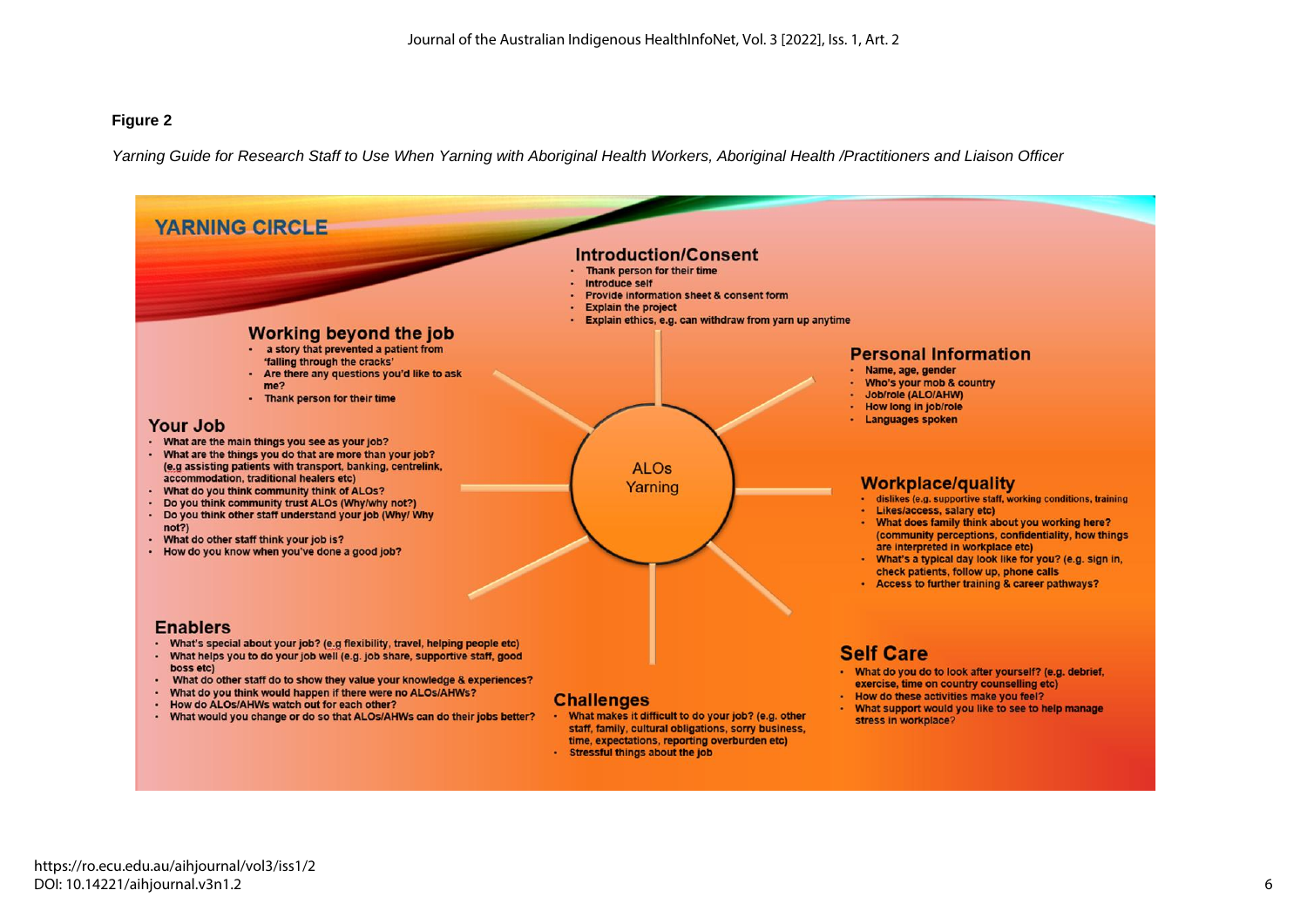**Figure 2**

*Yarning Guide for Research Staff to Use When Yarning with Aboriginal Health Workers, Aboriginal Health /Practitioners and Liaison Officer*

## YARNING CIRCLE

ALOs Yarning

### Introduction/Consent

- Thank person for their time
- Introduce self
- Provide information sheet & consent form
- Explain the project
- Explain ethics, e.g. can withdraw from yarn up anytime

### Personal Information

- Name, age, gender
- Who's your mob & country
- Job/role (ALO/AHW)
- How long in job/role
- Languages spoken

### Workplace/quality

- dislikes (e.g. supportive staff, working conditions, training
- Likes/access, salary etc)
- What does family think about you working here? (community perceptions, confidentiality, how things are interpreted in workplace etc)
- What's a typical day look like for you? (e.g. sign in, check patients, follow up, phone calls
- Access to further training & career pathways?

### Self Care

- What do you do to look after yourself? (e.g. debrief, exercise, time on country counselling etc)
- How do these activities make you feel?
- What support would you like to see to help manage stress in workplace?

### Challenges

- What makes it difficult to do your job? (e.g. other staff, family, cultural obligations, sorry business, time, expectations, reporting overburden etc)
- Stressful things about the job

### Enablers

- What's special about your job? (e.g flexibility, travel, helping people etc)
- What helps you to do your job well (e.g. job share, supportive staff, good boss etc)
- What do other staff do to show they value your knowledge & experiences?
- What do you think would happen if there were no ALOs/AHWs?
- How do ALOs/AHWs watch out for each other?
- What would you change or do so that ALOs/AHWs can do their jobs better?

### Your Job

- What are the main things you see as your job?
- What are the things you do that are more than your job? (e.g assisting patients with transport, banking, centrelink, accommodation, traditional healers etc)
- What do you think community think of ALOs?
- Do you think community trust ALOs (Why/why not?)
- Do you think other staff understand your job (Why/ Why not?)
- What do other staff think your job is?
- How do you know when you've done a good job?

### Working beyond the job

- a story that prevented a patient from 'falling through the cracks'
- Are there any questions you'd like to ask me?
- Thank person for their time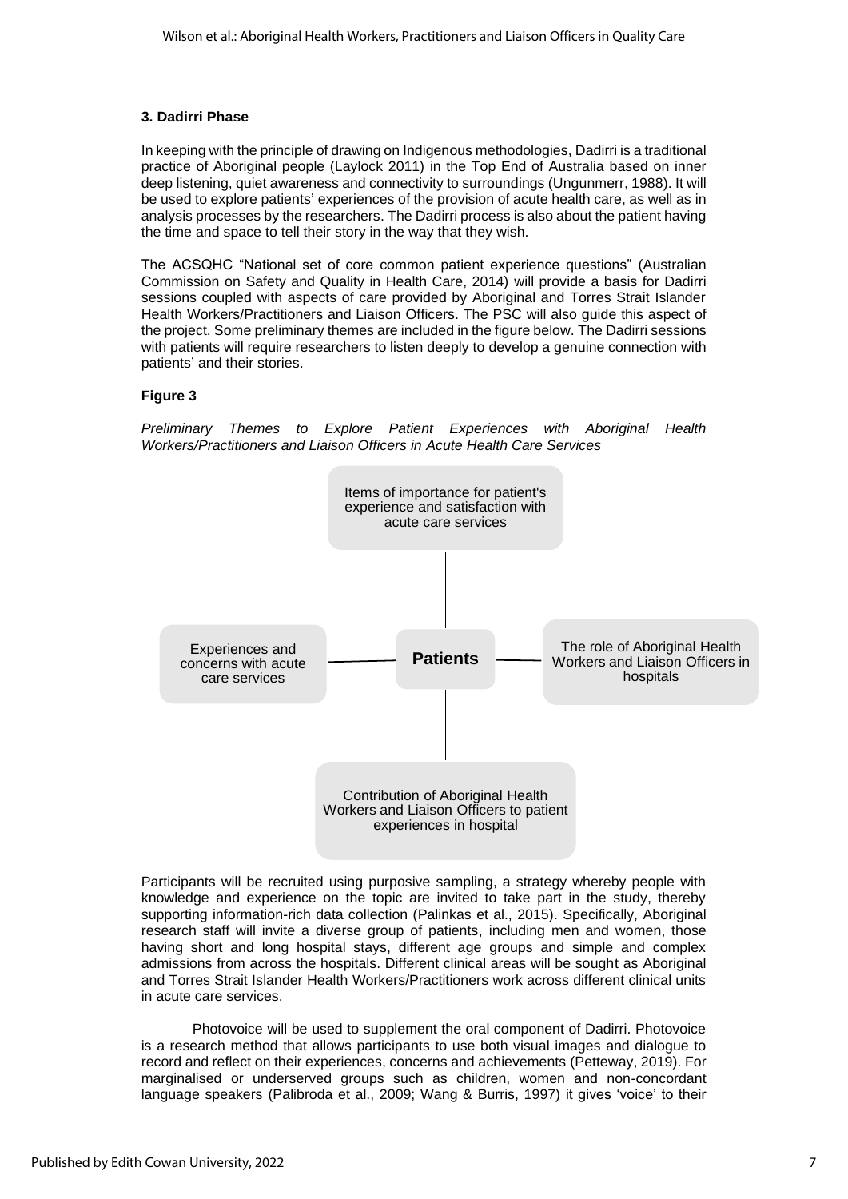### 3. Dadirri Phase

In keeping with the principle of drawing on Indigenous methodologies, Dadirri is a traditional practice of Aboriginal people (Laylock 2011) in the Top End of Australia based on inner deep listening, quiet awareness and connectivity to surroundings (Ungunmerr, 1988). It will be used to explore patients' experiences of the provision of acute health care, as well as in analysis processes by the researchers. The Dadirri process is also about the patient having the time and space to tell their story in the way that they wish.

The ACSQHC "National set of core common patient experience questions" (Australian Commission on Safety and Quality in Health Care, 2014) will provide a basis for Dadirri sessions coupled with aspects of care provided by Aboriginal and Torres Strait Islander Health Workers/Practitioners and Liaison Officers. The PSC will also guide this aspect of the project. Some preliminary themes are included in the figure below. The Dadirri sessions with patients will require researchers to listen deeply to develop a genuine connection with patients' and their stories.

**Figure 3**

*Preliminary Themes to Explore Patient Experiences with Aboriginal Health Workers/Practitioners and Liaison Officers in Acute Health Care Services*

- **Patients**
  - Items of importance for patient's experience and satisfaction with acute care services
  - Experiences and concerns with acute care services
  - The role of Aboriginal Health Workers and Liaison Officers in hospitals
  - Contribution of Aboriginal Health Workers and Liaison Officers to patient experiences in hospital

Participants will be recruited using purposive sampling, a strategy whereby people with knowledge and experience on the topic are invited to take part in the study, thereby supporting information-rich data collection (Palinkas et al., 2015). Specifically, Aboriginal research staff will invite a diverse group of patients, including men and women, those having short and long hospital stays, different age groups and simple and complex admissions from across the hospitals. Different clinical areas will be sought as Aboriginal and Torres Strait Islander Health Workers/Practitioners work across different clinical units in acute care services.

Photovoice will be used to supplement the oral component of Dadirri. Photovoice is a research method that allows participants to use both visual images and dialogue to record and reflect on their experiences, concerns and achievements (Petteway, 2019). For marginalised or underserved groups such as children, women and non-concordant language speakers (Palibroda et al., 2009; Wang & Burris, 1997) it gives 'voice' to their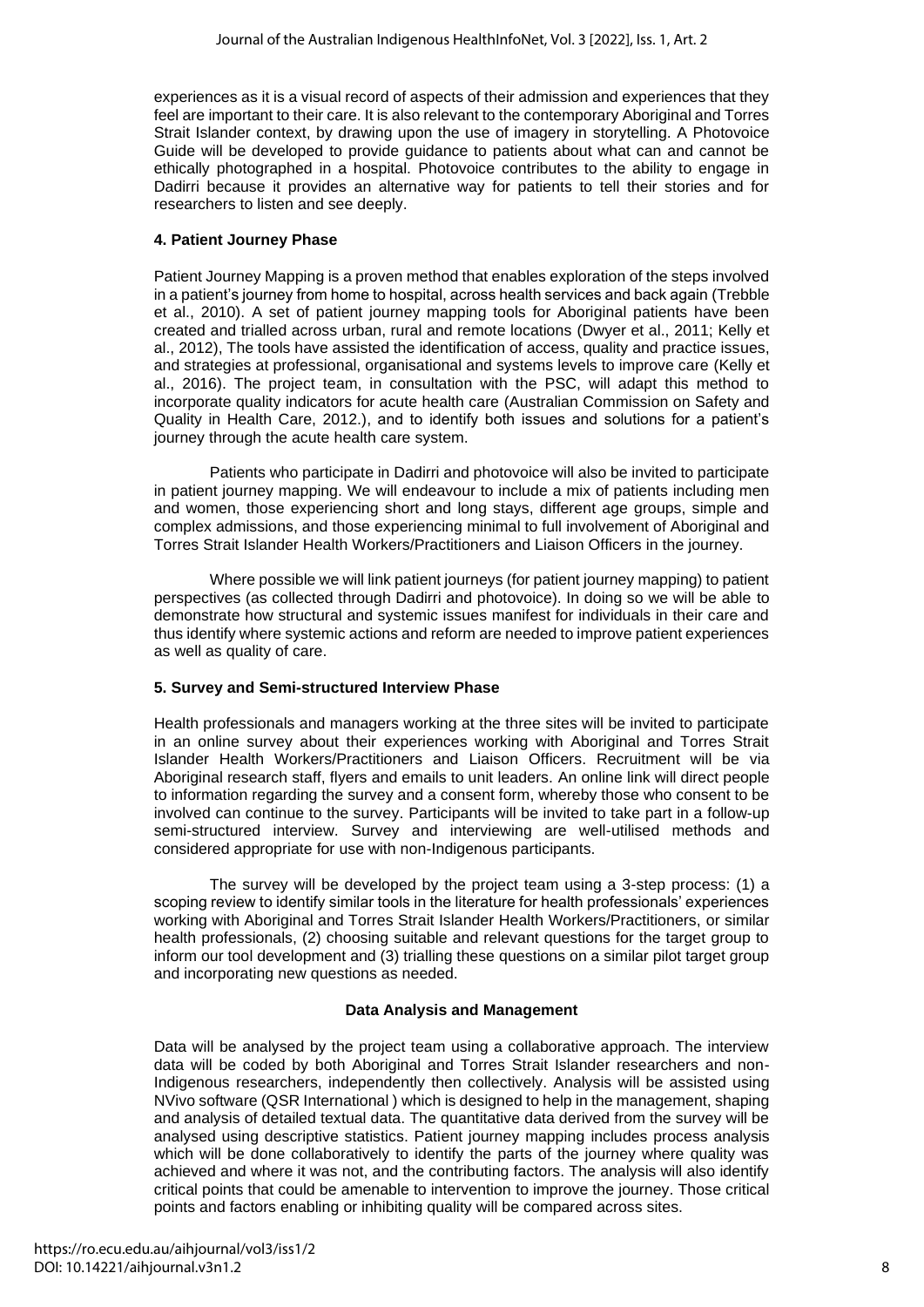experiences as it is a visual record of aspects of their admission and experiences that they feel are important to their care. It is also relevant to the contemporary Aboriginal and Torres Strait Islander context, by drawing upon the use of imagery in storytelling. A Photovoice Guide will be developed to provide guidance to patients about what can and cannot be ethically photographed in a hospital. Photovoice contributes to the ability to engage in Dadirri because it provides an alternative way for patients to tell their stories and for researchers to listen and see deeply.

### 4. Patient Journey Phase

Patient Journey Mapping is a proven method that enables exploration of the steps involved in a patient's journey from home to hospital, across health services and back again (Trebble et al., 2010). A set of patient journey mapping tools for Aboriginal patients have been created and trialled across urban, rural and remote locations (Dwyer et al., 2011; Kelly et al., 2012), The tools have assisted the identification of access, quality and practice issues, and strategies at professional, organisational and systems levels to improve care (Kelly et al., 2016). The project team, in consultation with the PSC, will adapt this method to incorporate quality indicators for acute health care (Australian Commission on Safety and Quality in Health Care, 2012.), and to identify both issues and solutions for a patient's journey through the acute health care system.

Patients who participate in Dadirri and photovoice will also be invited to participate in patient journey mapping. We will endeavour to include a mix of patients including men and women, those experiencing short and long stays, different age groups, simple and complex admissions, and those experiencing minimal to full involvement of Aboriginal and Torres Strait Islander Health Workers/Practitioners and Liaison Officers in the journey.

Where possible we will link patient journeys (for patient journey mapping) to patient perspectives (as collected through Dadirri and photovoice). In doing so we will be able to demonstrate how structural and systemic issues manifest for individuals in their care and thus identify where systemic actions and reform are needed to improve patient experiences as well as quality of care.

### 5. Survey and Semi-structured Interview Phase

Health professionals and managers working at the three sites will be invited to participate in an online survey about their experiences working with Aboriginal and Torres Strait Islander Health Workers/Practitioners and Liaison Officers. Recruitment will be via Aboriginal research staff, flyers and emails to unit leaders. An online link will direct people to information regarding the survey and a consent form, whereby those who consent to be involved can continue to the survey. Participants will be invited to take part in a follow-up semi-structured interview. Survey and interviewing are well-utilised methods and considered appropriate for use with non-Indigenous participants.

The survey will be developed by the project team using a 3-step process: (1) a scoping review to identify similar tools in the literature for health professionals' experiences working with Aboriginal and Torres Strait Islander Health Workers/Practitioners, or similar health professionals, (2) choosing suitable and relevant questions for the target group to inform our tool development and (3) trialling these questions on a similar pilot target group and incorporating new questions as needed.

## Data Analysis and Management

Data will be analysed by the project team using a collaborative approach. The interview data will be coded by both Aboriginal and Torres Strait Islander researchers and non-Indigenous researchers, independently then collectively. Analysis will be assisted using NVivo software (QSR International ) which is designed to help in the management, shaping and analysis of detailed textual data. The quantitative data derived from the survey will be analysed using descriptive statistics. Patient journey mapping includes process analysis which will be done collaboratively to identify the parts of the journey where quality was achieved and where it was not, and the contributing factors. The analysis will also identify critical points that could be amenable to intervention to improve the journey. Those critical points and factors enabling or inhibiting quality will be compared across sites.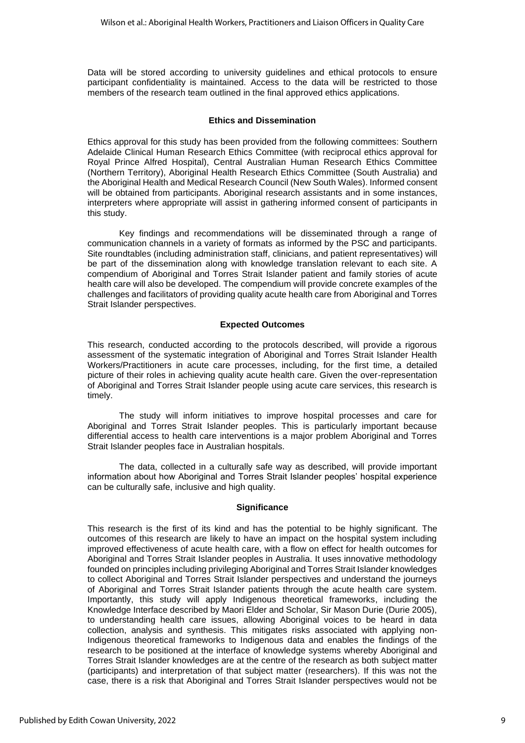Data will be stored according to university guidelines and ethical protocols to ensure participant confidentiality is maintained. Access to the data will be restricted to those members of the research team outlined in the final approved ethics applications.

## Ethics and Dissemination

Ethics approval for this study has been provided from the following committees: Southern Adelaide Clinical Human Research Ethics Committee (with reciprocal ethics approval for Royal Prince Alfred Hospital), Central Australian Human Research Ethics Committee (Northern Territory), Aboriginal Health Research Ethics Committee (South Australia) and the Aboriginal Health and Medical Research Council (New South Wales). Informed consent will be obtained from participants. Aboriginal research assistants and in some instances, interpreters where appropriate will assist in gathering informed consent of participants in this study.

Key findings and recommendations will be disseminated through a range of communication channels in a variety of formats as informed by the PSC and participants. Site roundtables (including administration staff, clinicians, and patient representatives) will be part of the dissemination along with knowledge translation relevant to each site. A compendium of Aboriginal and Torres Strait Islander patient and family stories of acute health care will also be developed. The compendium will provide concrete examples of the challenges and facilitators of providing quality acute health care from Aboriginal and Torres Strait Islander perspectives.

## Expected Outcomes

This research, conducted according to the protocols described, will provide a rigorous assessment of the systematic integration of Aboriginal and Torres Strait Islander Health Workers/Practitioners in acute care processes, including, for the first time, a detailed picture of their roles in achieving quality acute health care. Given the over-representation of Aboriginal and Torres Strait Islander people using acute care services, this research is timely.

The study will inform initiatives to improve hospital processes and care for Aboriginal and Torres Strait Islander peoples. This is particularly important because differential access to health care interventions is a major problem Aboriginal and Torres Strait Islander peoples face in Australian hospitals.

The data, collected in a culturally safe way as described, will provide important information about how Aboriginal and Torres Strait Islander peoples' hospital experience can be culturally safe, inclusive and high quality.

## Significance

This research is the first of its kind and has the potential to be highly significant. The outcomes of this research are likely to have an impact on the hospital system including improved effectiveness of acute health care, with a flow on effect for health outcomes for Aboriginal and Torres Strait Islander peoples in Australia. It uses innovative methodology founded on principles including privileging Aboriginal and Torres Strait Islander knowledges to collect Aboriginal and Torres Strait Islander perspectives and understand the journeys of Aboriginal and Torres Strait Islander patients through the acute health care system. Importantly, this study will apply Indigenous theoretical frameworks, including the Knowledge Interface described by Maori Elder and Scholar, Sir Mason Durie (Durie 2005), to understanding health care issues, allowing Aboriginal voices to be heard in data collection, analysis and synthesis. This mitigates risks associated with applying non-Indigenous theoretical frameworks to Indigenous data and enables the findings of the research to be positioned at the interface of knowledge systems whereby Aboriginal and Torres Strait Islander knowledges are at the centre of the research as both subject matter (participants) and interpretation of that subject matter (researchers). If this was not the case, there is a risk that Aboriginal and Torres Strait Islander perspectives would not be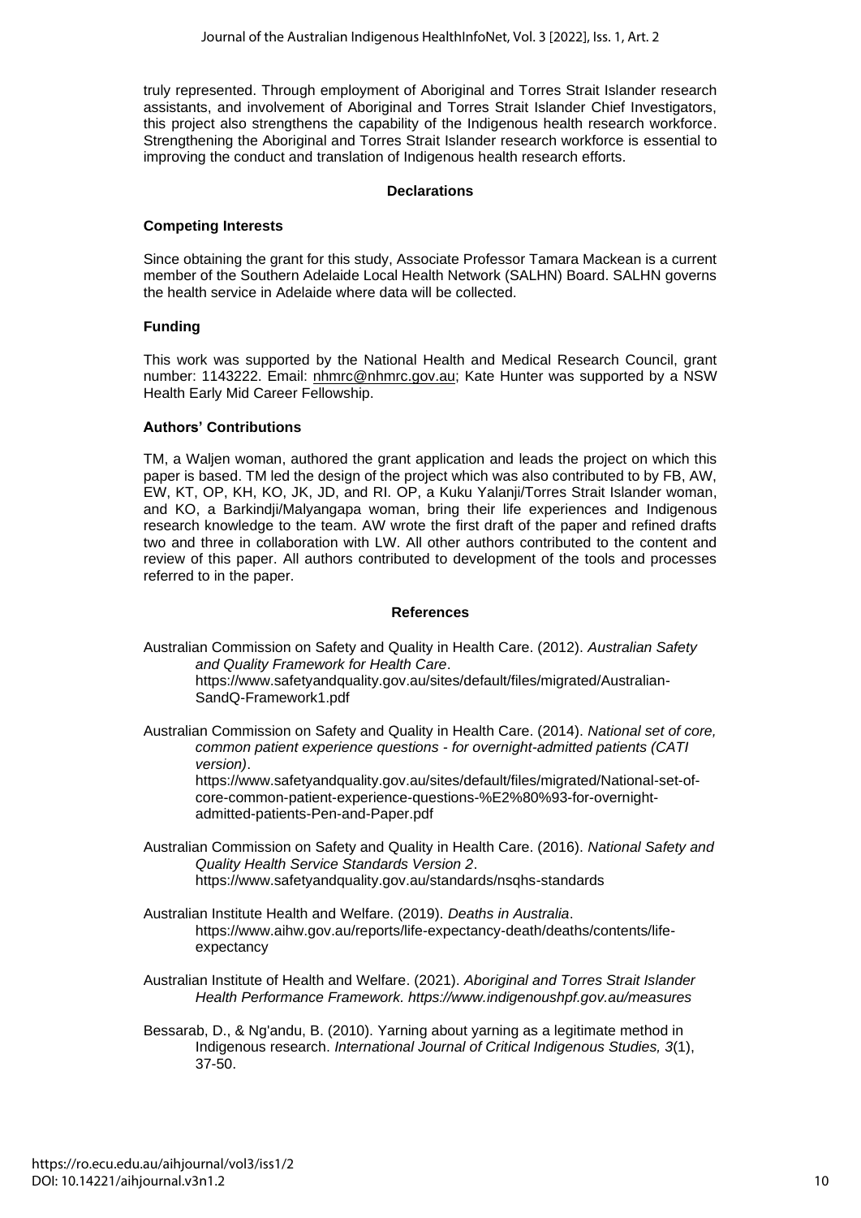truly represented. Through employment of Aboriginal and Torres Strait Islander research assistants, and involvement of Aboriginal and Torres Strait Islander Chief Investigators, this project also strengthens the capability of the Indigenous health research workforce. Strengthening the Aboriginal and Torres Strait Islander research workforce is essential to improving the conduct and translation of Indigenous health research efforts.

## Declarations

### Competing Interests

Since obtaining the grant for this study, Associate Professor Tamara Mackean is a current member of the Southern Adelaide Local Health Network (SALHN) Board. SALHN governs the health service in Adelaide where data will be collected.

### Funding

This work was supported by the National Health and Medical Research Council, grant number: 1143222. Email: nhmrc@nhmrc.gov.au; Kate Hunter was supported by a NSW Health Early Mid Career Fellowship.

### Authors' Contributions

TM, a Waljen woman, authored the grant application and leads the project on which this paper is based. TM led the design of the project which was also contributed to by FB, AW, EW, KT, OP, KH, KO, JK, JD, and RI. OP, a Kuku Yalanji/Torres Strait Islander woman, and KO, a Barkindji/Malyangapa woman, bring their life experiences and Indigenous research knowledge to the team. AW wrote the first draft of the paper and refined drafts two and three in collaboration with LW. All other authors contributed to the content and review of this paper. All authors contributed to development of the tools and processes referred to in the paper.

## References

Australian Commission on Safety and Quality in Health Care. (2012). *Australian Safety and Quality Framework for Health Care*. https://www.safetyandquality.gov.au/sites/default/files/migrated/Australian-SandQ-Framework1.pdf

Australian Commission on Safety and Quality in Health Care. (2014). *National set of core, common patient experience questions - for overnight-admitted patients (CATI version)*. https://www.safetyandquality.gov.au/sites/default/files/migrated/National-set-of-core-common-patient-experience-questions-%E2%80%93-for-overnight-admitted-patients-Pen-and-Paper.pdf

Australian Commission on Safety and Quality in Health Care. (2016). *National Safety and Quality Health Service Standards Version 2*. https://www.safetyandquality.gov.au/standards/nsqhs-standards

Australian Institute Health and Welfare. (2019). *Deaths in Australia*. https://www.aihw.gov.au/reports/life-expectancy-death/deaths/contents/life-expectancy

Australian Institute of Health and Welfare. (2021). *Aboriginal and Torres Strait Islander Health Performance Framework. https://www.indigenoushpf.gov.au/measures*

Bessarab, D., & Ng'andu, B. (2010). Yarning about yarning as a legitimate method in Indigenous research. *International Journal of Critical Indigenous Studies, 3*(1), 37-50.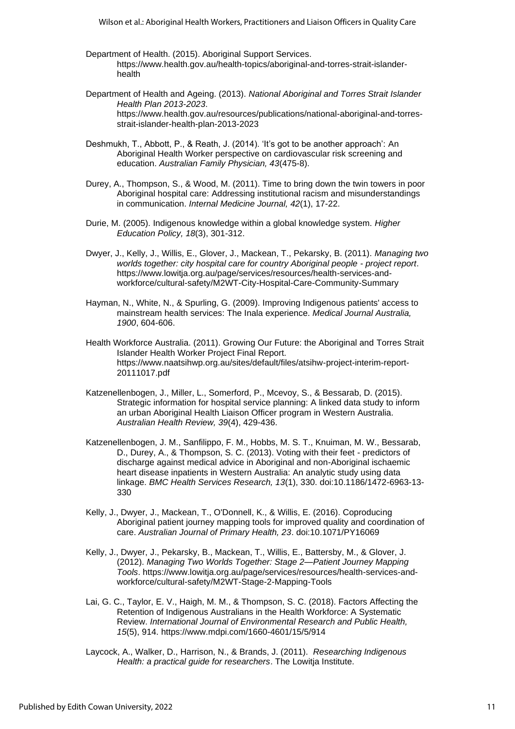Department of Health. (2015). Aboriginal Support Services. https://www.health.gov.au/health-topics/aboriginal-and-torres-strait-islander-health

Department of Health and Ageing. (2013). *National Aboriginal and Torres Strait Islander Health Plan 2013-2023*. https://www.health.gov.au/resources/publications/national-aboriginal-and-torres-strait-islander-health-plan-2013-2023

Deshmukh, T., Abbott, P., & Reath, J. (2014). 'It's got to be another approach': An Aboriginal Health Worker perspective on cardiovascular risk screening and education. *Australian Family Physician, 43*(475-8).

Durey, A., Thompson, S., & Wood, M. (2011). Time to bring down the twin towers in poor Aboriginal hospital care: Addressing institutional racism and misunderstandings in communication. *Internal Medicine Journal, 42*(1), 17-22.

Durie, M. (2005). Indigenous knowledge within a global knowledge system. *Higher Education Policy, 18*(3), 301-312.

Dwyer, J., Kelly, J., Willis, E., Glover, J., Mackean, T., Pekarsky, B. (2011). *Managing two worlds together: city hospital care for country Aboriginal people - project report*. https://www.lowitja.org.au/page/services/resources/health-services-and-workforce/cultural-safety/M2WT-City-Hospital-Care-Community-Summary

Hayman, N., White, N., & Spurling, G. (2009). Improving Indigenous patients' access to mainstream health services: The Inala experience. *Medical Journal Australia, 1900*, 604-606.

Health Workforce Australia. (2011). Growing Our Future: the Aboriginal and Torres Strait Islander Health Worker Project Final Report. https://www.naatsihwp.org.au/sites/default/files/atsihw-project-interim-report-20111017.pdf

Katzenellenbogen, J., Miller, L., Somerford, P., Mcevoy, S., & Bessarab, D. (2015). Strategic information for hospital service planning: A linked data study to inform an urban Aboriginal Health Liaison Officer program in Western Australia. *Australian Health Review, 39*(4), 429-436.

Katzenellenbogen, J. M., Sanfilippo, F. M., Hobbs, M. S. T., Knuiman, M. W., Bessarab, D., Durey, A., & Thompson, S. C. (2013). Voting with their feet - predictors of discharge against medical advice in Aboriginal and non-Aboriginal ischaemic heart disease inpatients in Western Australia: An analytic study using data linkage. *BMC Health Services Research, 13*(1), 330. doi:10.1186/1472-6963-13-330

Kelly, J., Dwyer, J., Mackean, T., O'Donnell, K., & Willis, E. (2016). Coproducing Aboriginal patient journey mapping tools for improved quality and coordination of care. *Australian Journal of Primary Health, 23*. doi:10.1071/PY16069

Kelly, J., Dwyer, J., Pekarsky, B., Mackean, T., Willis, E., Battersby, M., & Glover, J. (2012). *Managing Two Worlds Together: Stage 2—Patient Journey Mapping Tools*. https://www.lowitja.org.au/page/services/resources/health-services-and-workforce/cultural-safety/M2WT-Stage-2-Mapping-Tools

Lai, G. C., Taylor, E. V., Haigh, M. M., & Thompson, S. C. (2018). Factors Affecting the Retention of Indigenous Australians in the Health Workforce: A Systematic Review. *International Journal of Environmental Research and Public Health, 15*(5), 914. https://www.mdpi.com/1660-4601/15/5/914

Laycock, A., Walker, D., Harrison, N., & Brands, J. (2011). *Researching Indigenous Health: a practical guide for researchers*. The Lowitja Institute.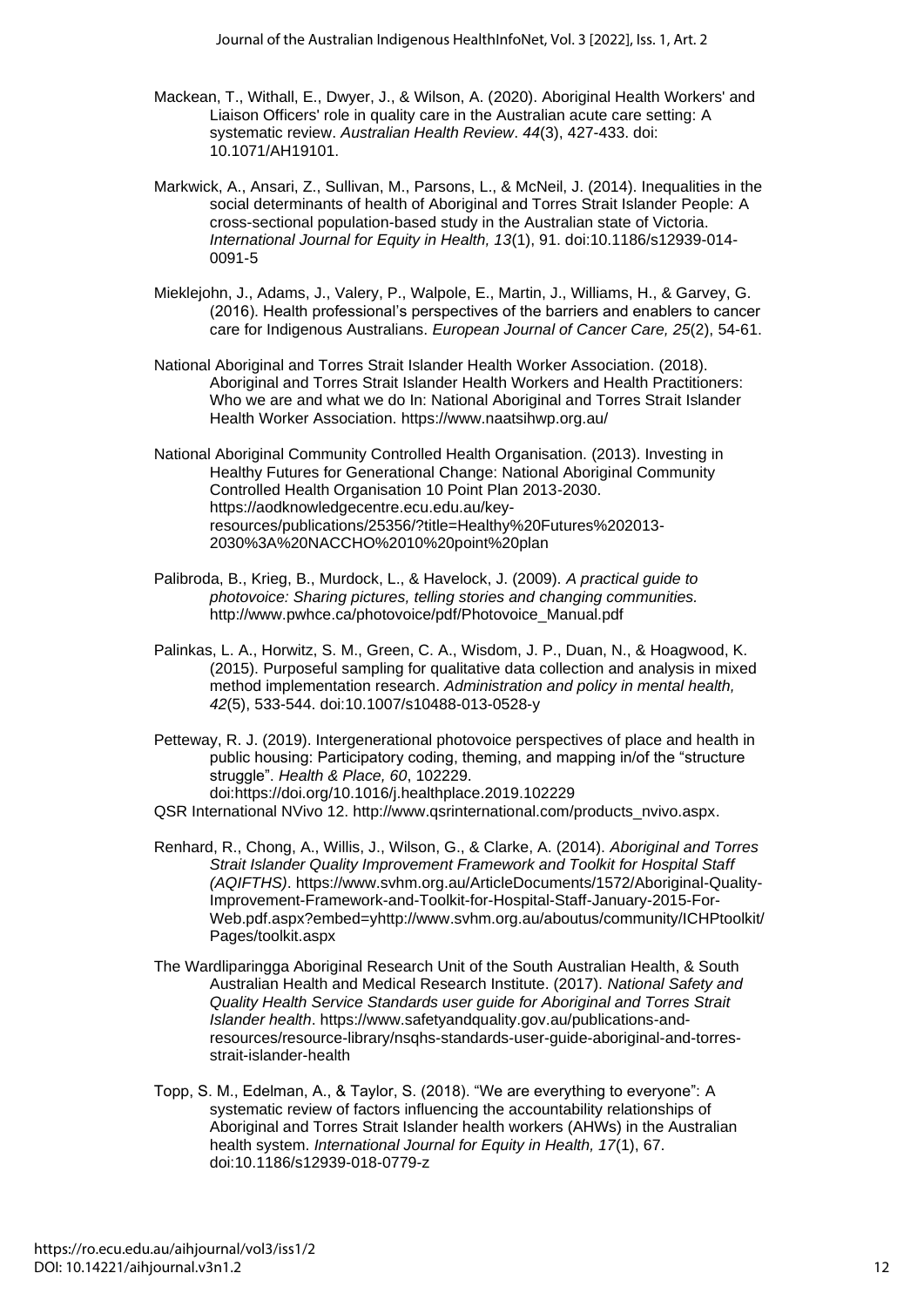Mackean, T., Withall, E., Dwyer, J., & Wilson, A. (2020). Aboriginal Health Workers' and Liaison Officers' role in quality care in the Australian acute care setting: A systematic review. *Australian Health Review*. *44*(3), 427-433. doi: 10.1071/AH19101.

Markwick, A., Ansari, Z., Sullivan, M., Parsons, L., & McNeil, J. (2014). Inequalities in the social determinants of health of Aboriginal and Torres Strait Islander People: A cross-sectional population-based study in the Australian state of Victoria. *International Journal for Equity in Health, 13*(1), 91. doi:10.1186/s12939-014-0091-5

Mieklejohn, J., Adams, J., Valery, P., Walpole, E., Martin, J., Williams, H., & Garvey, G. (2016). Health professional's perspectives of the barriers and enablers to cancer care for Indigenous Australians. *European Journal of Cancer Care, 25*(2), 54-61.

National Aboriginal and Torres Strait Islander Health Worker Association. (2018). Aboriginal and Torres Strait Islander Health Workers and Health Practitioners: Who we are and what we do In: National Aboriginal and Torres Strait Islander Health Worker Association. https://www.naatsihwp.org.au/

National Aboriginal Community Controlled Health Organisation. (2013). Investing in Healthy Futures for Generational Change: National Aboriginal Community Controlled Health Organisation 10 Point Plan 2013-2030. https://aodknowledgecentre.ecu.edu.au/key-resources/publications/25356/?title=Healthy%20Futures%202013-2030%3A%20NACCHO%2010%20point%20plan

Palibroda, B., Krieg, B., Murdock, L., & Havelock, J. (2009). *A practical guide to photovoice: Sharing pictures, telling stories and changing communities.* http://www.pwhce.ca/photovoice/pdf/Photovoice_Manual.pdf

Palinkas, L. A., Horwitz, S. M., Green, C. A., Wisdom, J. P., Duan, N., & Hoagwood, K. (2015). Purposeful sampling for qualitative data collection and analysis in mixed method implementation research. *Administration and policy in mental health, 42*(5), 533-544. doi:10.1007/s10488-013-0528-y

Petteway, R. J. (2019). Intergenerational photovoice perspectives of place and health in public housing: Participatory coding, theming, and mapping in/of the "structure struggle". *Health & Place, 60*, 102229. doi:https://doi.org/10.1016/j.healthplace.2019.102229

QSR International NVivo 12. http://www.qsrinternational.com/products_nvivo.aspx.

Renhard, R., Chong, A., Willis, J., Wilson, G., & Clarke, A. (2014). *Aboriginal and Torres Strait Islander Quality Improvement Framework and Toolkit for Hospital Staff (AQIFTHS)*. https://www.svhm.org.au/ArticleDocuments/1572/Aboriginal-Quality-Improvement-Framework-and-Toolkit-for-Hospital-Staff-January-2015-For-Web.pdf.aspx?embed=yhttp://www.svhm.org.au/aboutus/community/ICHPtoolkit/Pages/toolkit.aspx

The Wardliparingga Aboriginal Research Unit of the South Australian Health, & South Australian Health and Medical Research Institute. (2017). *National Safety and Quality Health Service Standards user guide for Aboriginal and Torres Strait Islander health*. https://www.safetyandquality.gov.au/publications-and-resources/resource-library/nsqhs-standards-user-guide-aboriginal-and-torres-strait-islander-health

Topp, S. M., Edelman, A., & Taylor, S. (2018). "We are everything to everyone": A systematic review of factors influencing the accountability relationships of Aboriginal and Torres Strait Islander health workers (AHWs) in the Australian health system. *International Journal for Equity in Health, 17*(1), 67. doi:10.1186/s12939-018-0779-z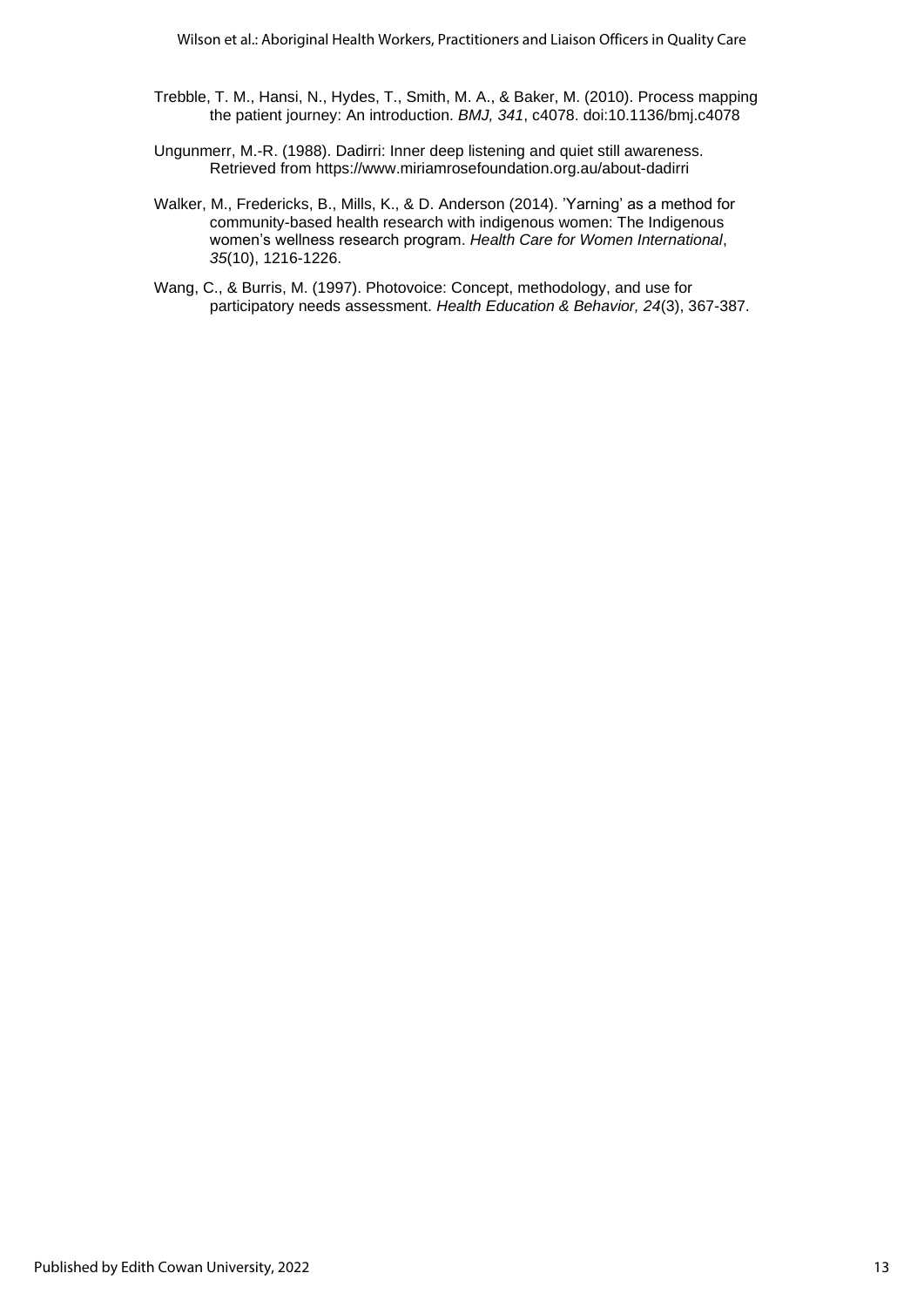Trebble, T. M., Hansi, N., Hydes, T., Smith, M. A., & Baker, M. (2010). Process mapping the patient journey: An introduction. *BMJ, 341*, c4078. doi:10.1136/bmj.c4078

Ungunmerr, M.-R. (1988). Dadirri: Inner deep listening and quiet still awareness. Retrieved from https://www.miriamrosefoundation.org.au/about-dadirri

Walker, M., Fredericks, B., Mills, K., & D. Anderson (2014). 'Yarning' as a method for community-based health research with indigenous women: The Indigenous women's wellness research program. *Health Care for Women International*, *35*(10), 1216-1226.

Wang, C., & Burris, M. (1997). Photovoice: Concept, methodology, and use for participatory needs assessment. *Health Education & Behavior, 24*(3), 367-387.